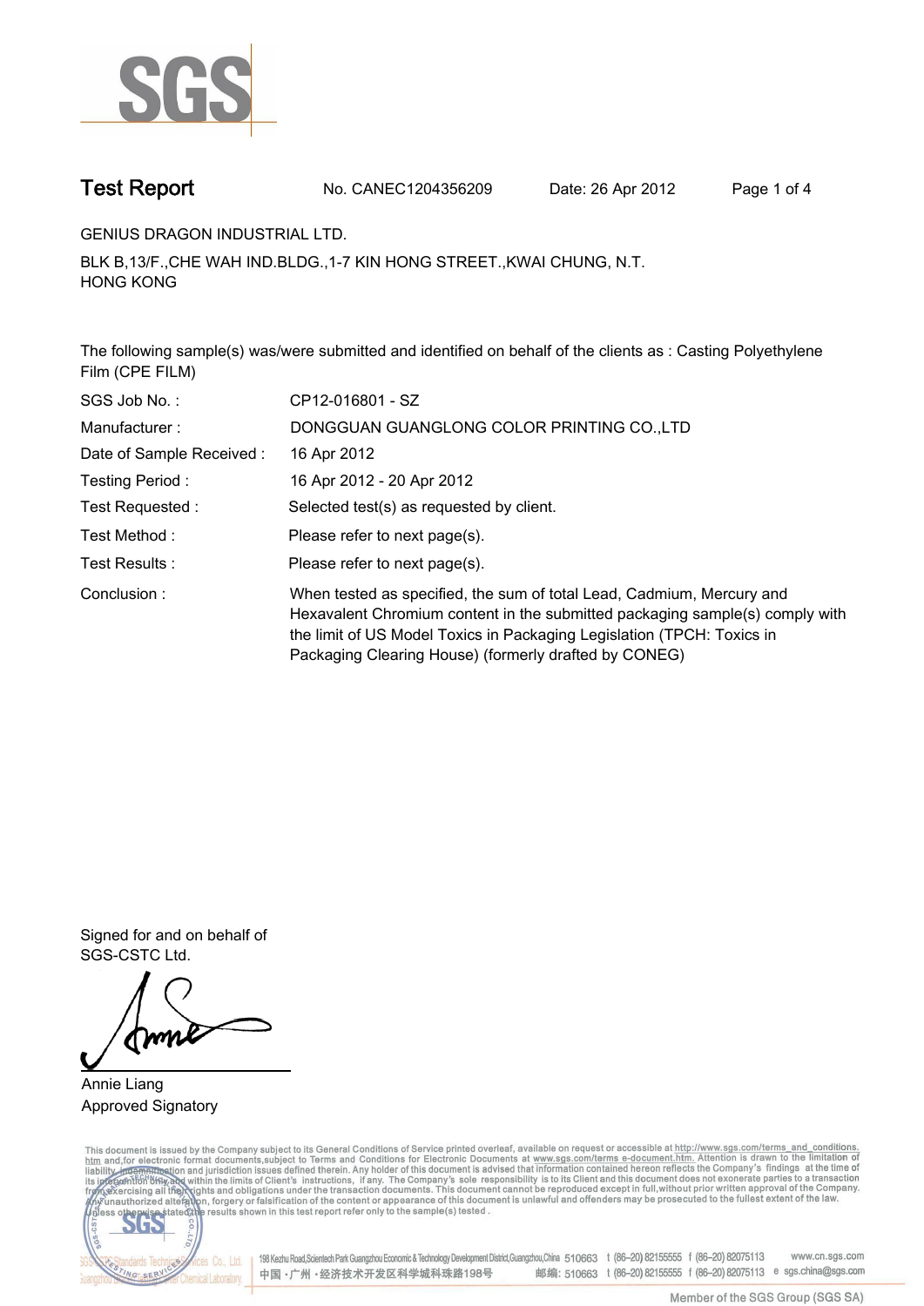# Test Report

No. CANEC1204356209 Date: 26 Apr 2012

GENIUS DRAGON INDUSTRIAL LTD.

BLK B,13/F.,CHE WAH IND.BLDG.,1-7 KIN HONG STREET.,KWAI CHUNG, N.T.
HONG KONG

The following sample(s) was/were submitted and identified on behalf of the clients as : Casting Polyethylene Film (CPE FILM)

| | |
|---|---|
| SGS Job No. : | CP12-016801 - SZ |
| Manufacturer : | DONGGUAN GUANGLONG COLOR PRINTING CO.,LTD |
| Date of Sample Received : | 16 Apr 2012 |
| Testing Period : | 16 Apr 2012 - 20 Apr 2012 |
| Test Requested : | Selected test(s) as requested by client. |
| Test Method : | Please refer to next page(s). |
| Test Results : | Please refer to next page(s). |
| Conclusion : | When tested as specified, the sum of total Lead, Cadmium, Mercury and Hexavalent Chromium content in the submitted packaging sample(s) comply with the limit of US Model Toxics in Packaging Legislation (TPCH: Toxics in Packaging Clearing House) (formerly drafted by CONEG) |

Signed for and on behalf of
SGS-CSTC Ltd.

Annie Liang
Approved Signatory

This document is issued by the Company subject to its General Conditions of Service printed overleaf, available on request or accessible at http://www.sgs.com/terms_and_conditions.htm and,for electronic format documents,subject to Terms and Conditions for Electronic Documents at www.sgs.com/terms_e-document.htm. Attention is drawn to the limitation of liability, indemnification and jurisdiction issues defined therein. Any holder of this document is advised that information contained hereon reflects the Company's findings at the time of its intervention only and within the limits of Client's instructions, if any. The Company's sole responsibility is to its Client and this document does not exonerate parties to a transaction from exercising all their rights and obligations under the transaction documents. This document cannot be reproduced except in full,without prior written approval of the Company. Any unauthorized alteration, forgery or falsification of the content or appearance of this document is unlawful and offenders may be prosecuted to the fullest extent of the law. Unless otherwise stated the results shown in this test report refer only to the sample(s) tested .

198 Kezhu Road,Scientech Park Guangzhou Economic & Technology Development District,Guangzhou,China 510663 t (86–20) 82155555 f (86–20) 82075113 www.cn.sgs.com
中国 · 广州 · 经济技术开发区科学城科珠路198号 邮编: 510663 t (86–20) 82155555 f (86–20) 82075113 e sgs.china@sgs.com

Member of the SGS Group (SGS SA)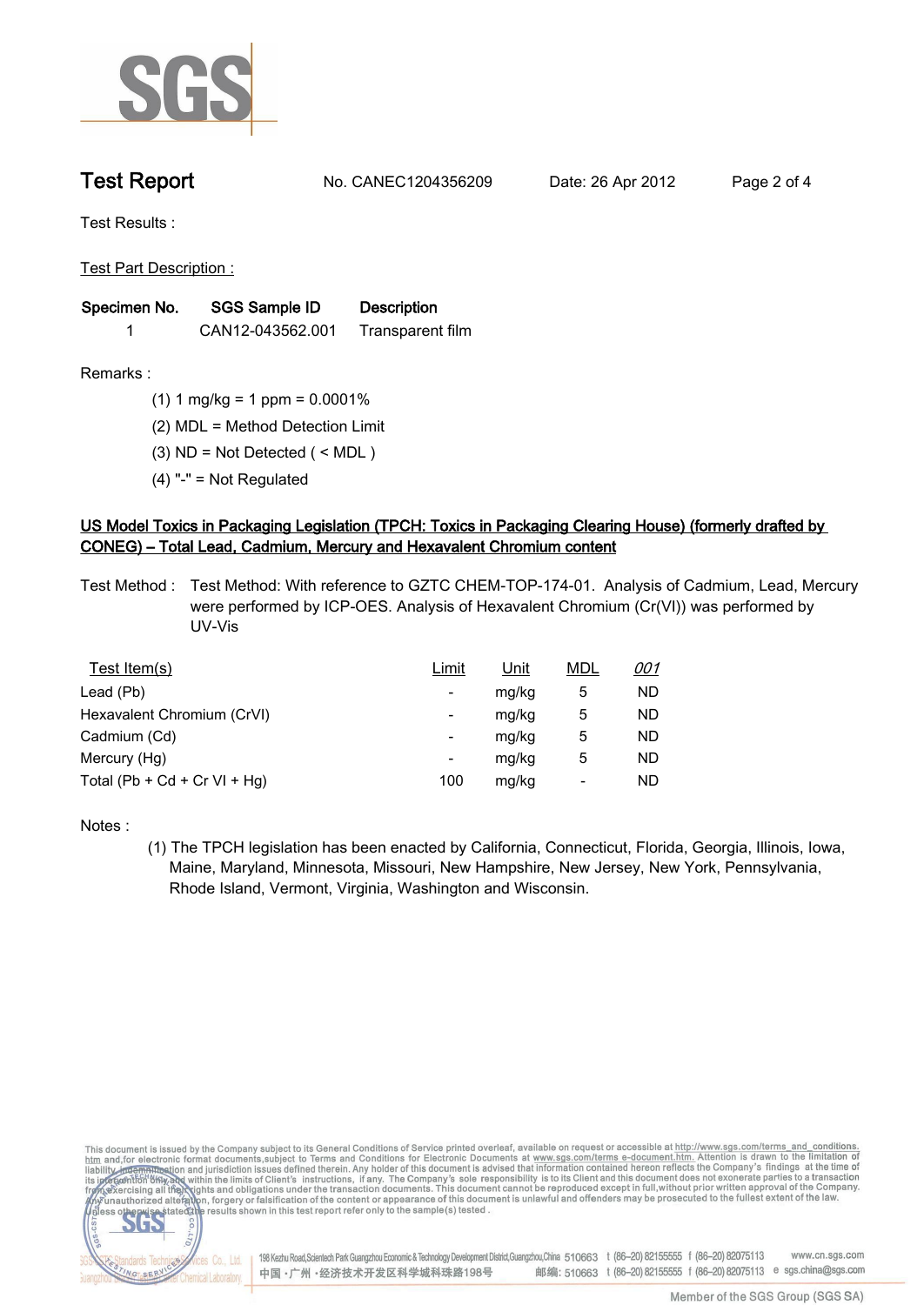**Test Report** No. CANEC1204356209 Date: 26 Apr 2012

Test Results :

Test Part Description :

| Specimen No. | SGS Sample ID | Description |
|---|---|---|
| 1 | CAN12-043562.001 | Transparent film |

Remarks :

(1) 1 mg/kg = 1 ppm = 0.0001%

(2) MDL = Method Detection Limit

(3) ND = Not Detected ( < MDL )

(4) "-" = Not Regulated

**US Model Toxics in Packaging Legislation (TPCH: Toxics in Packaging Clearing House) (formerly drafted by CONEG) – Total Lead, Cadmium, Mercury and Hexavalent Chromium content**

Test Method : Test Method: With reference to GZTC CHEM-TOP-174-01. Analysis of Cadmium, Lead, Mercury were performed by ICP-OES. Analysis of Hexavalent Chromium (Cr(VI)) was performed by UV-Vis

| Test Item(s) | Limit | Unit | MDL | 001 |
|---|---|---|---|---|
| Lead (Pb) | - | mg/kg | 5 | ND |
| Hexavalent Chromium (CrVI) | - | mg/kg | 5 | ND |
| Cadmium (Cd) | - | mg/kg | 5 | ND |
| Mercury (Hg) | - | mg/kg | 5 | ND |
| Total (Pb + Cd + Cr VI + Hg) | 100 | mg/kg | - | ND |

Notes :

(1) The TPCH legislation has been enacted by California, Connecticut, Florida, Georgia, Illinois, Iowa, Maine, Maryland, Minnesota, Missouri, New Hampshire, New Jersey, New York, Pennsylvania, Rhode Island, Vermont, Virginia, Washington and Wisconsin.

This document is issued by the Company subject to its General Conditions of Service printed overleaf, available on request or accessible at http://www.sgs.com/terms_and_conditions.htm and,for electronic format documents,subject to Terms and Conditions for Electronic Documents at www.sgs.com/terms_e-document.htm. Attention is drawn to the limitation of liability, indemnification and jurisdiction issues defined therein. Any holder of this document is advised that information contained hereon reflects the Company's findings at the time of its intervention only and within the limits of Client's instructions, if any. The Company's sole responsibility is to its Client and this document does not exonerate parties to a transaction from exercising all their rights and obligations under the transaction documents. This document cannot be reproduced except in full,without prior written approval of the Company. Any unauthorized alteration, forgery or falsification of the content or appearance of this document is unlawful and offenders may be prosecuted to the fullest extent of the law. Unless otherwise stated the results shown in this test report refer only to the sample(s) tested .

198 Kezhu Road,Scientech Park Guangzhou Economic & Technology Development District,Guangzhou,China 510663 t (86–20) 82155555 f (86–20) 82075113 www.cn.sgs.com
中国・广州・经济技术开发区科学城科珠路198号 邮编: 510663 t (86–20) 82155555 f (86–20) 82075113 e sgs.china@sgs.com

Member of the SGS Group (SGS SA)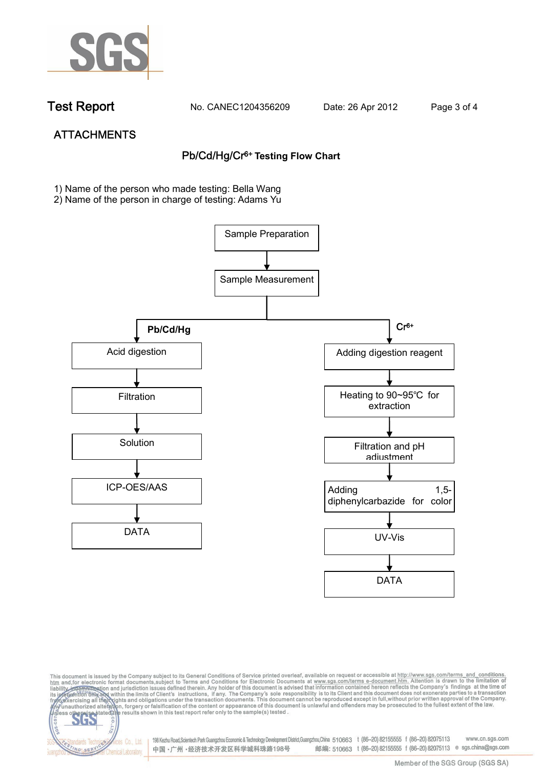# ATTACHMENTS

## $Pb/Cd/Hg/Cr^{6+}$ Testing Flow Chart

1) Name of the person who made testing: Bella Wang
2) Name of the person in charge of testing: Adams Yu

Sample Preparation → Sample Measurement

**Pb/Cd/Hg**

Acid digestion → Filtration → Solution → ICP-OES/AAS → DATA

**$Cr^{6+}$**

Adding digestion reagent → Heating to 90~95℃ for extraction → Filtration and pH adjustment → Adding 1,5-diphenylcarbazide for color → UV-Vis → DATA

This document is issued by the Company subject to its General Conditions of Service printed overleaf, available on request or accessible at http://www.sgs.com/terms_and_conditions.htm and, for electronic format documents, subject to Terms and Conditions for Electronic Documents at www.sgs.com/terms_e-document.htm. Attention is drawn to the limitation of liability, indemnification and jurisdiction issues defined therein. Any holder of this document is advised that information contained hereon reflects the Company's findings at the time of its intervention only and within the limits of Client's instructions, if any. The Company's sole responsibility is to its Client and this document does not exonerate parties to a transaction from exercising all their rights and obligations under the transaction documents. This document cannot be reproduced except in full, without prior written approval of the Company. Any unauthorized alteration, forgery or falsification of the content or appearance of this document is unlawful and offenders may be prosecuted to the fullest extent of the law. Unless otherwise stated the results shown in this test report refer only to the sample(s) tested.

198 Kezhu Road, Scientech Park Guangzhou Economic & Technology Development District, Guangzhou, China 510663 t (86-20) 82155555 f (86-20) 82075113 www.cn.sgs.com
中国・广州・经济技术开发区科学城科珠路198号 邮编: 510663 t (86-20) 82155555 f (86-20) 82075113 e sgs.china@sgs.com

Member of the SGS Group (SGS SA)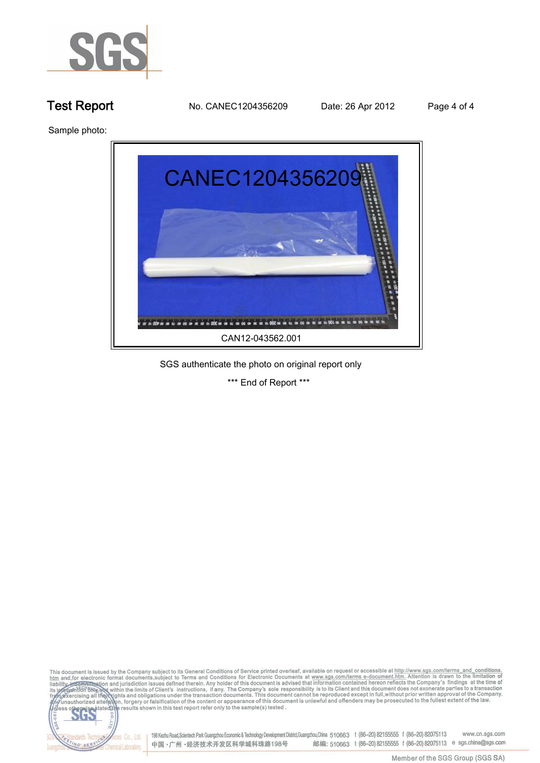# Test Report

No. CANEC1204356209 Date: 26 Apr 2012

Sample photo:

CANEC1204356209

CAN12-043562.001

SGS authenticate the photo on original report only

\*\*\* End of Report \*\*\*

This document is issued by the Company subject to its General Conditions of Service printed overleaf, available on request or accessible at http://www.sgs.com/terms_and_conditions.htm and,for electronic format documents,subject to Terms and Conditions for Electronic Documents at www.sgs.com/terms e-document.htm. Attention is drawn to the limitation of liability, indemnification and jurisdiction issues defined therein. Any holder of this document is advised that information contained hereon reflects the Company's findings at the time of its intervention only and within the limits of Client's instructions, if any. The Company's sole responsibility is to its Client and this document does not exonerate parties to a transaction from exercising all their rights and obligations under the transaction documents. This document cannot be reproduced except in full,without prior written approval of the Company. Any unauthorized alteration, forgery or falsification of the content or appearance of this document is unlawful and offenders may be prosecuted to the fullest extent of the law. Unless otherwise stated the results shown in this test report refer only to the sample(s) tested .

198 Kezhu Road,Scientech Park Guangzhou Economic & Technology Development District,Guangzhou,China 510663 t (86–20) 82155555 f (86–20) 82075113 www.cn.sgs.com

中国 ·广州 ·经济技术开发区科学城科珠路198号 邮编: 510663 t (86–20) 82155555 f (86–20) 82075113 e sgs.china@sgs.com

Member of the SGS Group (SGS SA)